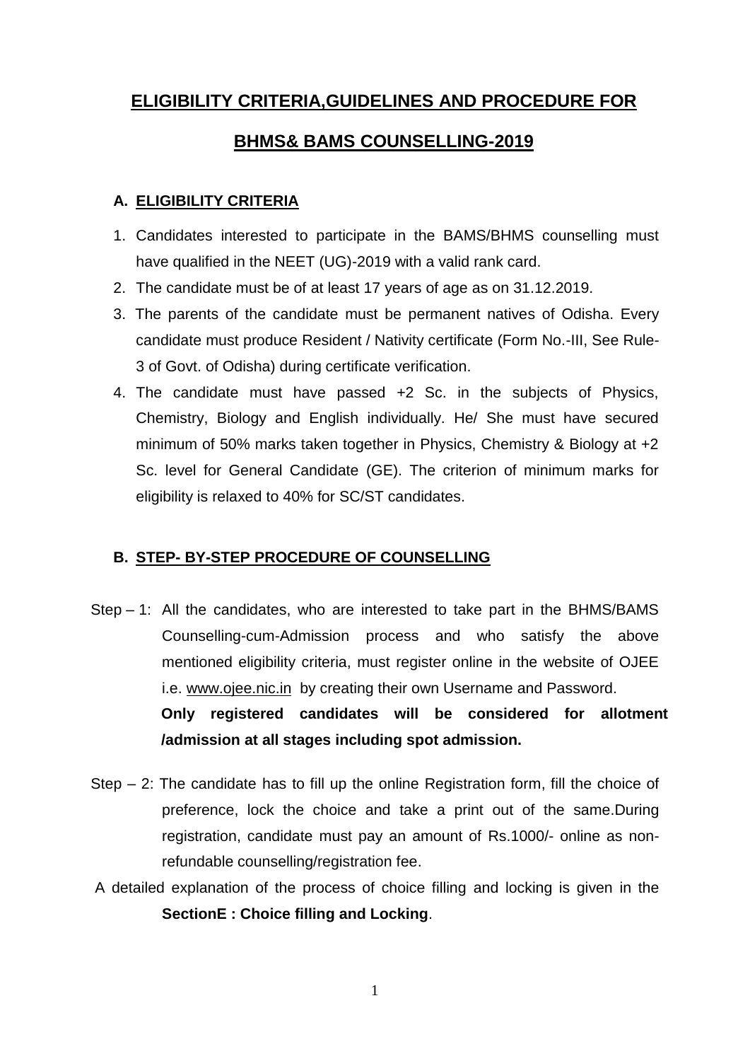# ELIGIBILITY CRITERIA,GUIDELINES AND PROCEDURE FOR BHMS& BAMS COUNSELLING-2019

## A. ELIGIBILITY CRITERIA

1. Candidates interested to participate in the BAMS/BHMS counselling must have qualified in the NEET (UG)-2019 with a valid rank card.
2. The candidate must be of at least 17 years of age as on 31.12.2019.
3. The parents of the candidate must be permanent natives of Odisha. Every candidate must produce Resident / Nativity certificate (Form No.-III, See Rule-3 of Govt. of Odisha) during certificate verification.
4. The candidate must have passed +2 Sc. in the subjects of Physics, Chemistry, Biology and English individually. He/ She must have secured minimum of 50% marks taken together in Physics, Chemistry & Biology at +2 Sc. level for General Candidate (GE). The criterion of minimum marks for eligibility is relaxed to 40% for SC/ST candidates.

## B. STEP- BY-STEP PROCEDURE OF COUNSELLING

Step – 1: All the candidates, who are interested to take part in the BHMS/BAMS Counselling-cum-Admission process and who satisfy the above mentioned eligibility criteria, must register online in the website of OJEE i.e. www.ojee.nic.in by creating their own Username and Password. **Only registered candidates will be considered for allotment /admission at all stages including spot admission.**

Step – 2: The candidate has to fill up the online Registration form, fill the choice of preference, lock the choice and take a print out of the same.During registration, candidate must pay an amount of Rs.1000/- online as non-refundable counselling/registration fee.

A detailed explanation of the process of choice filling and locking is given in the **SectionE : Choice filling and Locking**.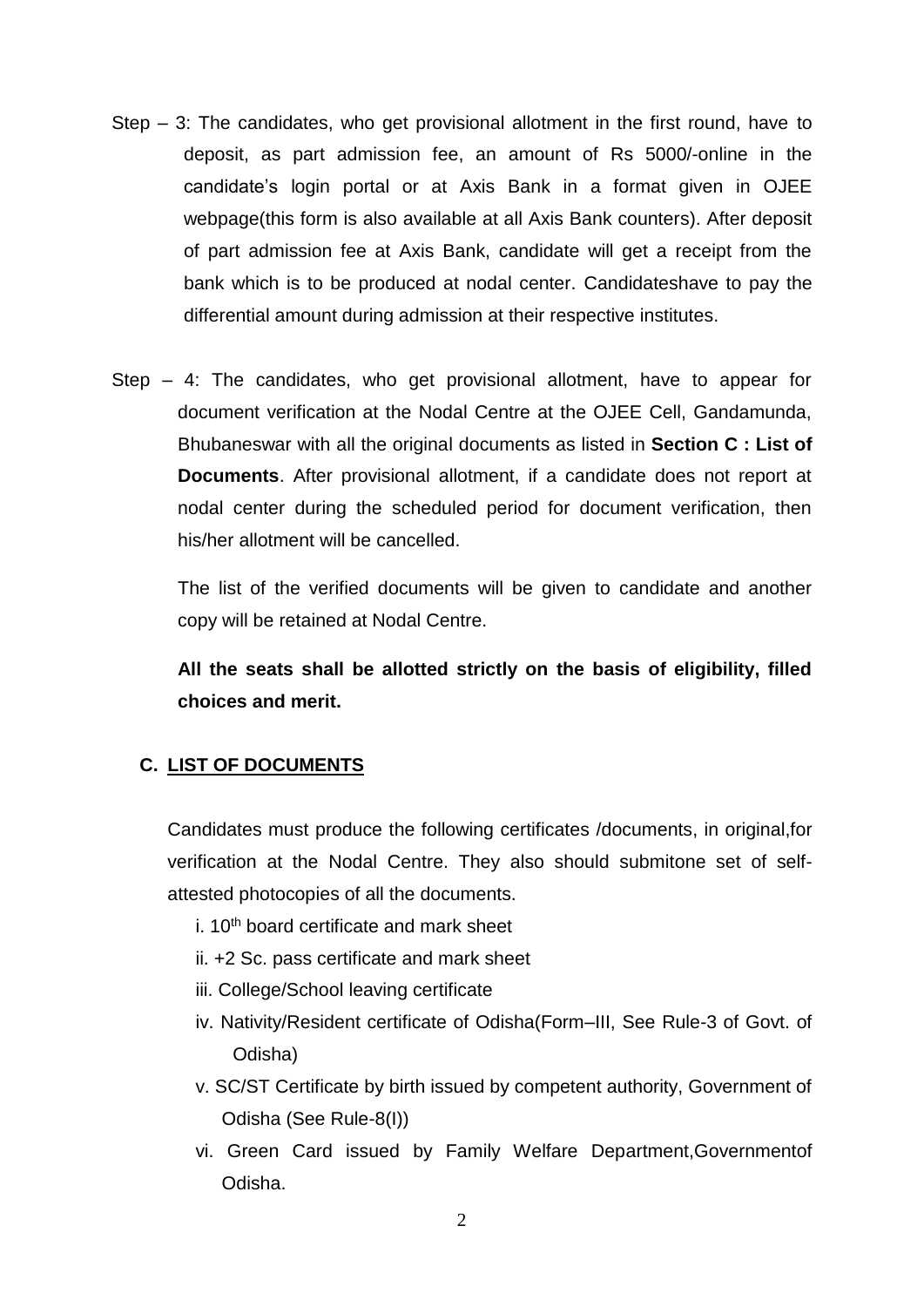Step – 3: The candidates, who get provisional allotment in the first round, have to deposit, as part admission fee, an amount of Rs 5000/-online in the candidate's login portal or at Axis Bank in a format given in OJEE webpage(this form is also available at all Axis Bank counters). After deposit of part admission fee at Axis Bank, candidate will get a receipt from the bank which is to be produced at nodal center. Candidateshave to pay the differential amount during admission at their respective institutes.

Step – 4: The candidates, who get provisional allotment, have to appear for document verification at the Nodal Centre at the OJEE Cell, Gandamunda, Bhubaneswar with all the original documents as listed in **Section C : List of Documents**. After provisional allotment, if a candidate does not report at nodal center during the scheduled period for document verification, then his/her allotment will be cancelled.

The list of the verified documents will be given to candidate and another copy will be retained at Nodal Centre.

**All the seats shall be allotted strictly on the basis of eligibility, filled choices and merit.**

## C. LIST OF DOCUMENTS

Candidates must produce the following certificates /documents, in original,for verification at the Nodal Centre. They also should submitone set of self-attested photocopies of all the documents.

i. 10th board certificate and mark sheet

ii. +2 Sc. pass certificate and mark sheet

iii. College/School leaving certificate

iv. Nativity/Resident certificate of Odisha(Form–III, See Rule-3 of Govt. of Odisha)

v. SC/ST Certificate by birth issued by competent authority, Government of Odisha (See Rule-8(I))

vi. Green Card issued by Family Welfare Department,Governmentof Odisha.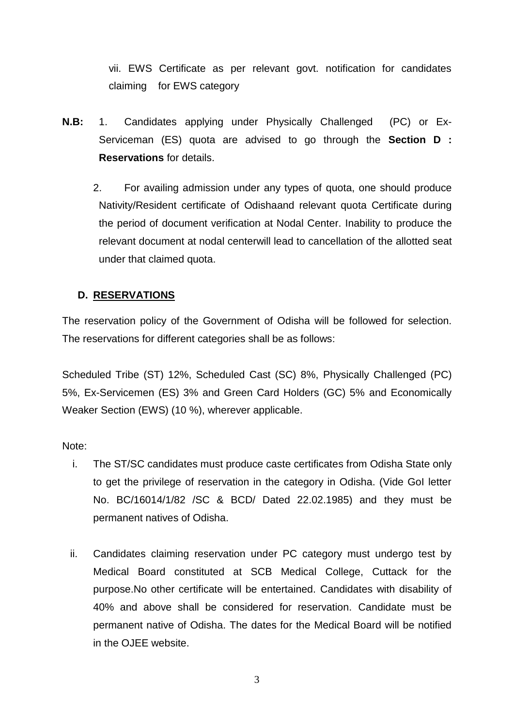vii. EWS Certificate as per relevant govt. notification for candidates claiming for EWS category

**N.B:** 1. Candidates applying under Physically Challenged (PC) or Ex-Serviceman (ES) quota are advised to go through the **Section D : Reservations** for details.

2. For availing admission under any types of quota, one should produce Nativity/Resident certificate of Odishaand relevant quota Certificate during the period of document verification at Nodal Center. Inability to produce the relevant document at nodal centerwill lead to cancellation of the allotted seat under that claimed quota.

## D. RESERVATIONS

The reservation policy of the Government of Odisha will be followed for selection. The reservations for different categories shall be as follows:

Scheduled Tribe (ST) 12%, Scheduled Cast (SC) 8%, Physically Challenged (PC) 5%, Ex-Servicemen (ES) 3% and Green Card Holders (GC) 5% and Economically Weaker Section (EWS) (10 %), wherever applicable.

Note:

i. The ST/SC candidates must produce caste certificates from Odisha State only to get the privilege of reservation in the category in Odisha. (Vide GoI letter No. BC/16014/1/82 /SC & BCD/ Dated 22.02.1985) and they must be permanent natives of Odisha.

ii. Candidates claiming reservation under PC category must undergo test by Medical Board constituted at SCB Medical College, Cuttack for the purpose.No other certificate will be entertained. Candidates with disability of 40% and above shall be considered for reservation. Candidate must be permanent native of Odisha. The dates for the Medical Board will be notified in the OJEE website.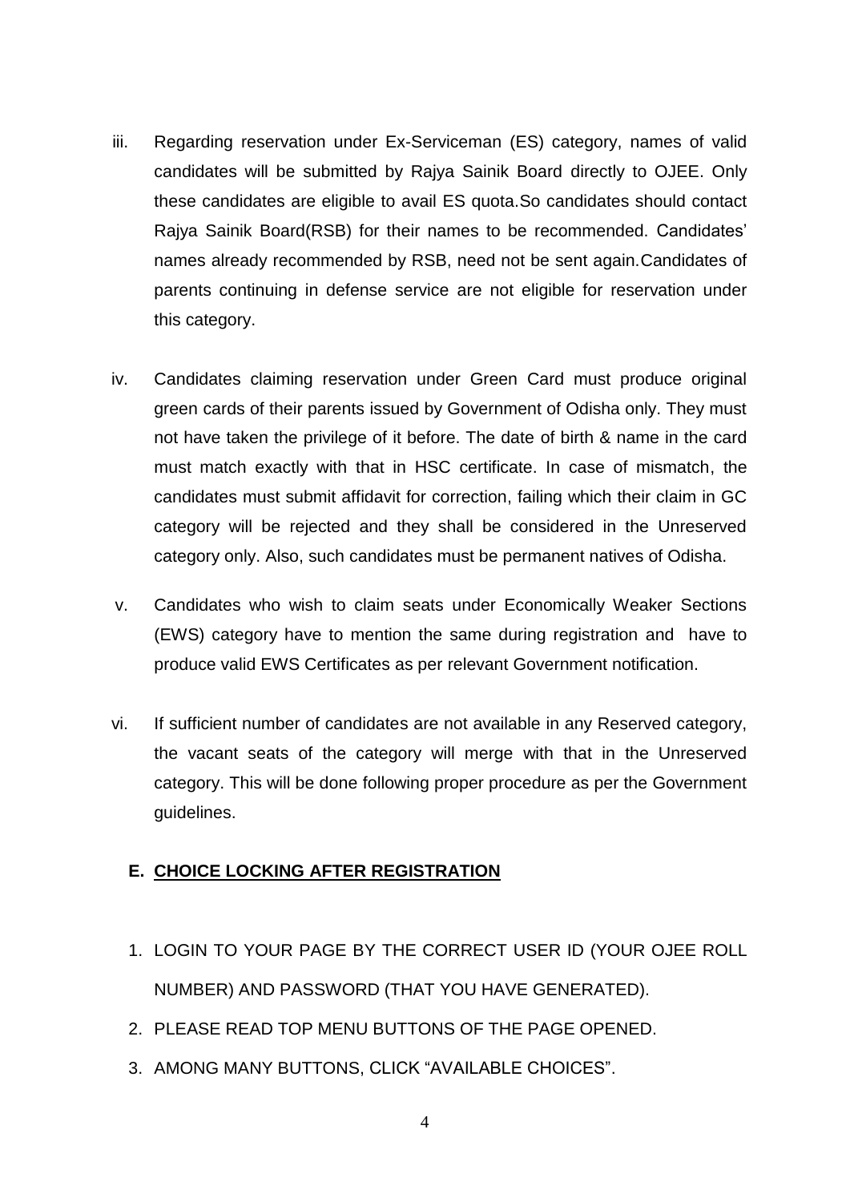iii. Regarding reservation under Ex-Serviceman (ES) category, names of valid candidates will be submitted by Rajya Sainik Board directly to OJEE. Only these candidates are eligible to avail ES quota.So candidates should contact Rajya Sainik Board(RSB) for their names to be recommended. Candidates' names already recommended by RSB, need not be sent again.Candidates of parents continuing in defense service are not eligible for reservation under this category.

iv. Candidates claiming reservation under Green Card must produce original green cards of their parents issued by Government of Odisha only. They must not have taken the privilege of it before. The date of birth & name in the card must match exactly with that in HSC certificate. In case of mismatch, the candidates must submit affidavit for correction, failing which their claim in GC category will be rejected and they shall be considered in the Unreserved category only. Also, such candidates must be permanent natives of Odisha.

v. Candidates who wish to claim seats under Economically Weaker Sections (EWS) category have to mention the same during registration and have to produce valid EWS Certificates as per relevant Government notification.

vi. If sufficient number of candidates are not available in any Reserved category, the vacant seats of the category will merge with that in the Unreserved category. This will be done following proper procedure as per the Government guidelines.

## E. CHOICE LOCKING AFTER REGISTRATION

1. LOGIN TO YOUR PAGE BY THE CORRECT USER ID (YOUR OJEE ROLL NUMBER) AND PASSWORD (THAT YOU HAVE GENERATED).
2. PLEASE READ TOP MENU BUTTONS OF THE PAGE OPENED.
3. AMONG MANY BUTTONS, CLICK "AVAILABLE CHOICES".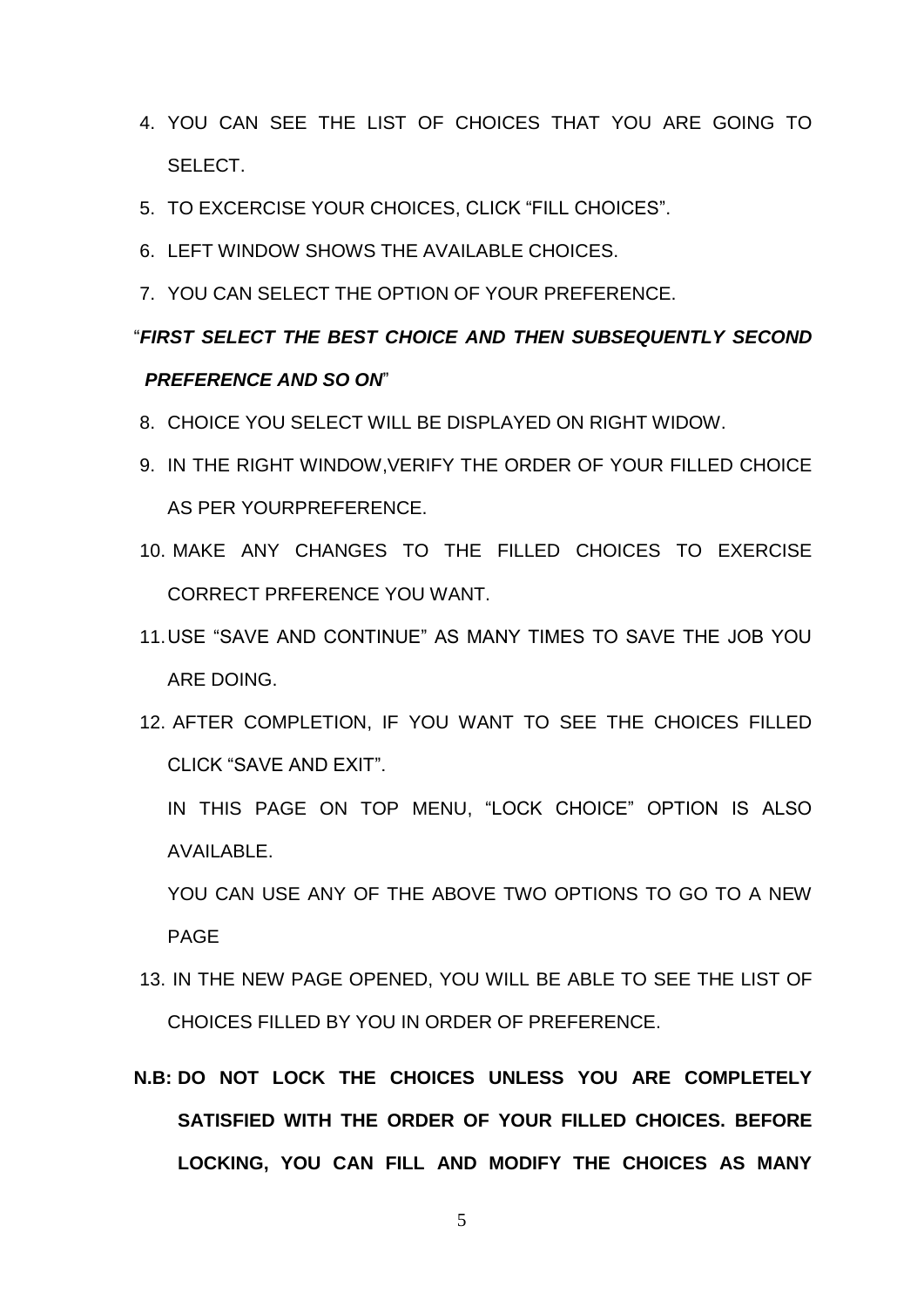4. YOU CAN SEE THE LIST OF CHOICES THAT YOU ARE GOING TO SELECT.
5. TO EXCERCISE YOUR CHOICES, CLICK “FILL CHOICES”.
6. LEFT WINDOW SHOWS THE AVAILABLE CHOICES.
7. YOU CAN SELECT THE OPTION OF YOUR PREFERENCE.

“***FIRST SELECT THE BEST CHOICE AND THEN SUBSEQUENTLY SECOND PREFERENCE AND SO ON***”

8. CHOICE YOU SELECT WILL BE DISPLAYED ON RIGHT WIDOW.
9. IN THE RIGHT WINDOW,VERIFY THE ORDER OF YOUR FILLED CHOICE AS PER YOURPREFERENCE.
10. MAKE ANY CHANGES TO THE FILLED CHOICES TO EXERCISE CORRECT PRFERENCE YOU WANT.
11. USE “SAVE AND CONTINUE” AS MANY TIMES TO SAVE THE JOB YOU ARE DOING.
12. AFTER COMPLETION, IF YOU WANT TO SEE THE CHOICES FILLED CLICK “SAVE AND EXIT”.

    IN THIS PAGE ON TOP MENU, “LOCK CHOICE” OPTION IS ALSO AVAILABLE.

    YOU CAN USE ANY OF THE ABOVE TWO OPTIONS TO GO TO A NEW PAGE
13. IN THE NEW PAGE OPENED, YOU WILL BE ABLE TO SEE THE LIST OF CHOICES FILLED BY YOU IN ORDER OF PREFERENCE.

**N.B: DO NOT LOCK THE CHOICES UNLESS YOU ARE COMPLETELY SATISFIED WITH THE ORDER OF YOUR FILLED CHOICES. BEFORE LOCKING, YOU CAN FILL AND MODIFY THE CHOICES AS MANY**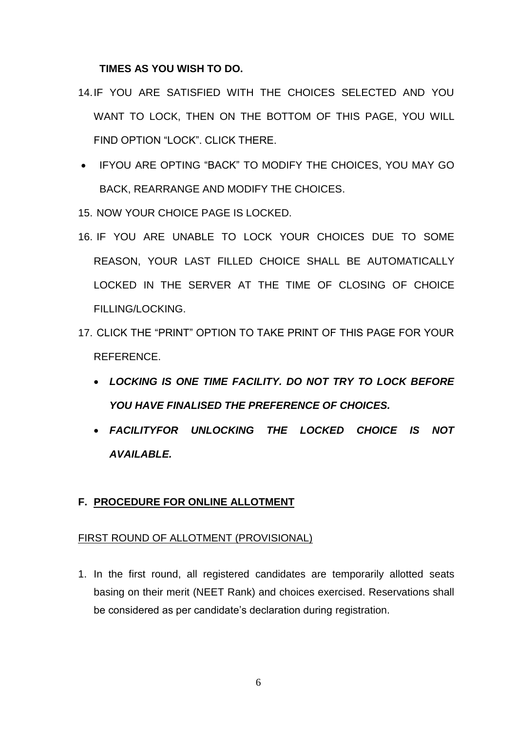**TIMES AS YOU WISH TO DO.**

14. IF YOU ARE SATISFIED WITH THE CHOICES SELECTED AND YOU WANT TO LOCK, THEN ON THE BOTTOM OF THIS PAGE, YOU WILL FIND OPTION “LOCK”. CLICK THERE.

- IFYOU ARE OPTING “BACK” TO MODIFY THE CHOICES, YOU MAY GO BACK, REARRANGE AND MODIFY THE CHOICES.

15. NOW YOUR CHOICE PAGE IS LOCKED.
16. IF YOU ARE UNABLE TO LOCK YOUR CHOICES DUE TO SOME REASON, YOUR LAST FILLED CHOICE SHALL BE AUTOMATICALLY LOCKED IN THE SERVER AT THE TIME OF CLOSING OF CHOICE FILLING/LOCKING.
17. CLICK THE “PRINT” OPTION TO TAKE PRINT OF THIS PAGE FOR YOUR REFERENCE.
    - ***LOCKING IS ONE TIME FACILITY. DO NOT TRY TO LOCK BEFORE YOU HAVE FINALISED THE PREFERENCE OF CHOICES.***
    - ***FACILITYFOR UNLOCKING THE LOCKED CHOICE IS NOT AVAILABLE.***

## F. PROCEDURE FOR ONLINE ALLOTMENT

FIRST ROUND OF ALLOTMENT (PROVISIONAL)

1. In the first round, all registered candidates are temporarily allotted seats basing on their merit (NEET Rank) and choices exercised. Reservations shall be considered as per candidate’s declaration during registration.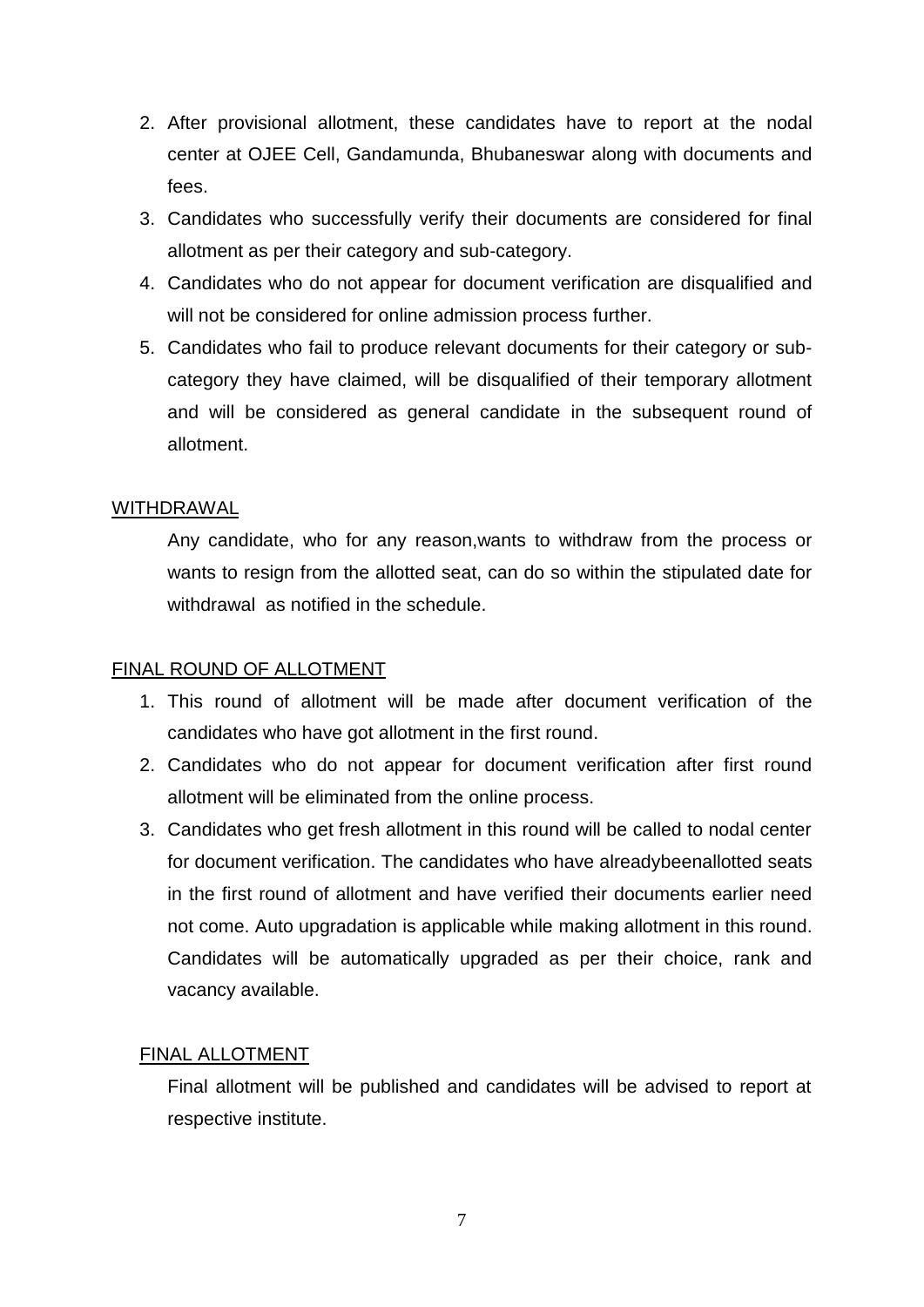2. After provisional allotment, these candidates have to report at the nodal center at OJEE Cell, Gandamunda, Bhubaneswar along with documents and fees.
3. Candidates who successfully verify their documents are considered for final allotment as per their category and sub-category.
4. Candidates who do not appear for document verification are disqualified and will not be considered for online admission process further.
5. Candidates who fail to produce relevant documents for their category or sub-category they have claimed, will be disqualified of their temporary allotment and will be considered as general candidate in the subsequent round of allotment.

WITHDRAWAL

Any candidate, who for any reason,wants to withdraw from the process or wants to resign from the allotted seat, can do so within the stipulated date for withdrawal as notified in the schedule.

FINAL ROUND OF ALLOTMENT

1. This round of allotment will be made after document verification of the candidates who have got allotment in the first round.
2. Candidates who do not appear for document verification after first round allotment will be eliminated from the online process.
3. Candidates who get fresh allotment in this round will be called to nodal center for document verification. The candidates who have alreadybeenallotted seats in the first round of allotment and have verified their documents earlier need not come. Auto upgradation is applicable while making allotment in this round. Candidates will be automatically upgraded as per their choice, rank and vacancy available.

FINAL ALLOTMENT

Final allotment will be published and candidates will be advised to report at respective institute.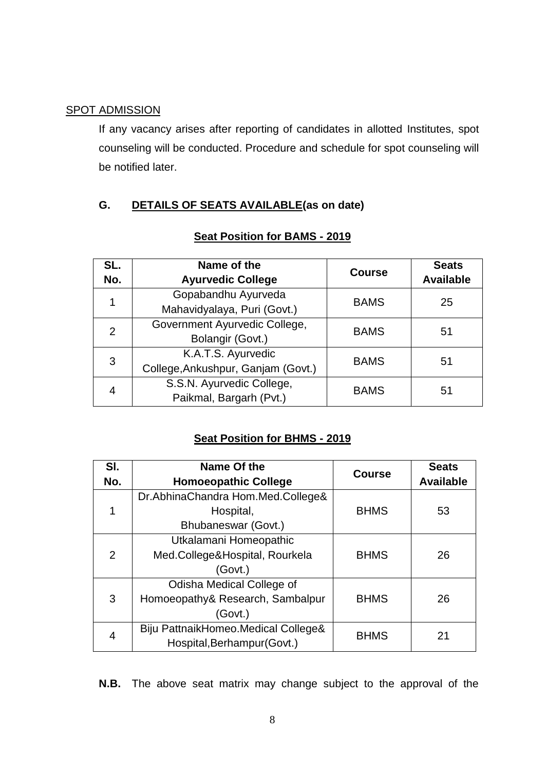SPOT ADMISSION

If any vacancy arises after reporting of candidates in allotted Institutes, spot counseling will be conducted. Procedure and schedule for spot counseling will be notified later.

## G. DETAILS OF SEATS AVAILABLE(as on date)

### Seat Position for BAMS - 2019

| SL. No. | Name of the Ayurvedic College | Course | Seats Available |
|---|---|---|---|
| 1 | Gopabandhu Ayurveda Mahavidyalaya, Puri (Govt.) | BAMS | 25 |
| 2 | Government Ayurvedic College, Bolangir (Govt.) | BAMS | 51 |
| 3 | K.A.T.S. Ayurvedic College,Ankushpur, Ganjam (Govt.) | BAMS | 51 |
| 4 | S.S.N. Ayurvedic College, Paikmal, Bargarh (Pvt.) | BAMS | 51 |

### Seat Position for BHMS - 2019

| Sl. No. | Name Of the Homoeopathic College | Course | Seats Available |
|---|---|---|---|
| 1 | Dr.AbhinaChandra Hom.Med.College& Hospital, Bhubaneswar (Govt.) | BHMS | 53 |
| 2 | Utkalamani Homeopathic Med.College&Hospital, Rourkela (Govt.) | BHMS | 26 |
| 3 | Odisha Medical College of Homoeopathy& Research, Sambalpur (Govt.) | BHMS | 26 |
| 4 | Biju PattnaikHomeo.Medical College& Hospital,Berhampur(Govt.) | BHMS | 21 |

**N.B.** The above seat matrix may change subject to the approval of the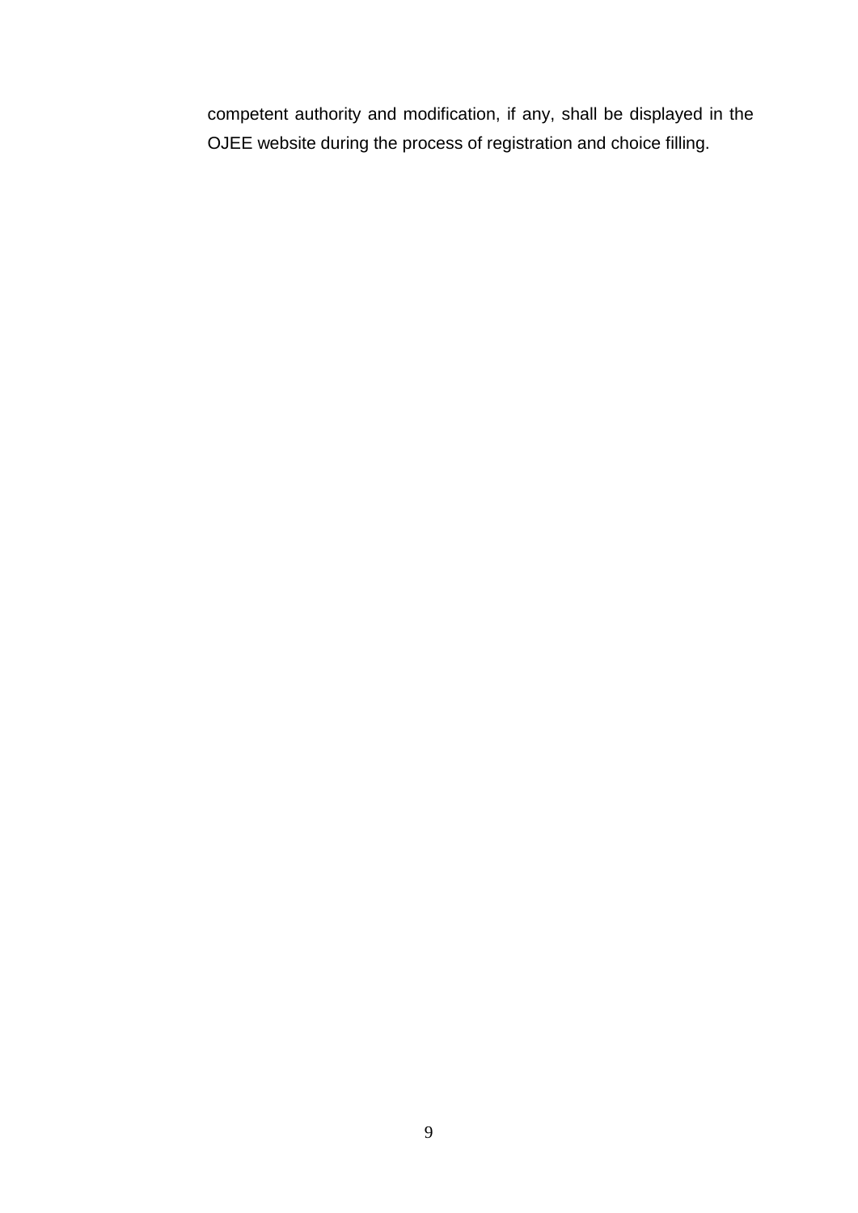competent authority and modification, if any, shall be displayed in the OJEE website during the process of registration and choice filling.